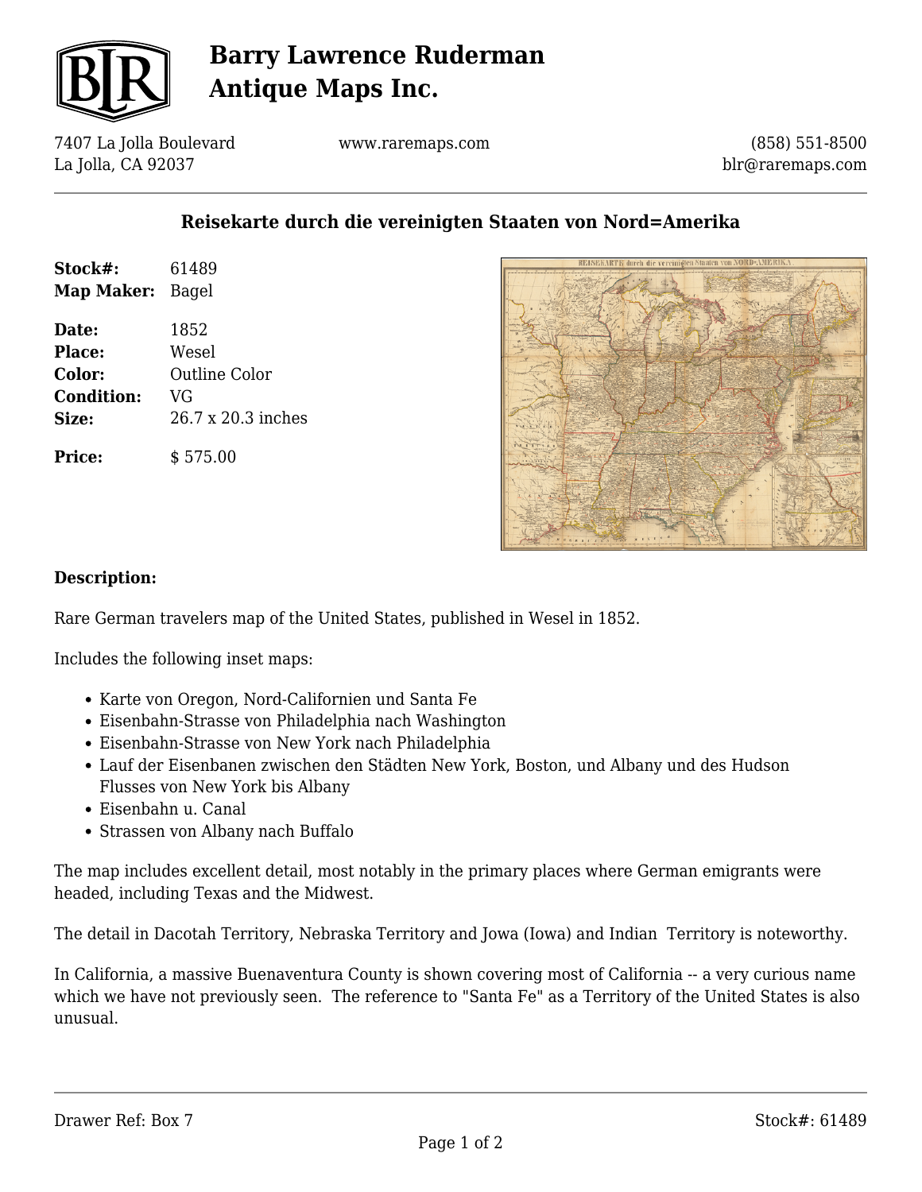# Barry Lawrence Ruderman Antique Maps Inc.

7407 La Jolla Boulevard
La Jolla, CA 92037

www.raremaps.com

(858) 551-8500
blr@raremaps.com

## Reisekarte durch die vereinigten Staaten von Nord=Amerika

**Stock#:** 61489
**Map Maker:** Bagel

**Date:** 1852
**Place:** Wesel
**Color:** Outline Color
**Condition:** VG
**Size:** 26.7 x 20.3 inches

**Price:** $ 575.00

**Description:**

Rare German travelers map of the United States, published in Wesel in 1852.

Includes the following inset maps:

- Karte von Oregon, Nord-Californien und Santa Fe
- Eisenbahn-Strasse von Philadelphia nach Washington
- Eisenbahn-Strasse von New York nach Philadelphia
- Lauf der Eisenbanen zwischen den Städten New York, Boston, und Albany und des Hudson Flusses von New York bis Albany
- Eisenbahn u. Canal
- Strassen von Albany nach Buffalo

The map includes excellent detail, most notably in the primary places where German emigrants were headed, including Texas and the Midwest.

The detail in Dacotah Territory, Nebraska Territory and Jowa (Iowa) and Indian Territory is noteworthy.

In California, a massive Buenaventura County is shown covering most of California -- a very curious name which we have not previously seen. The reference to "Santa Fe" as a Territory of the United States is also unusual.

Drawer Ref: Box 7

Stock#: 61489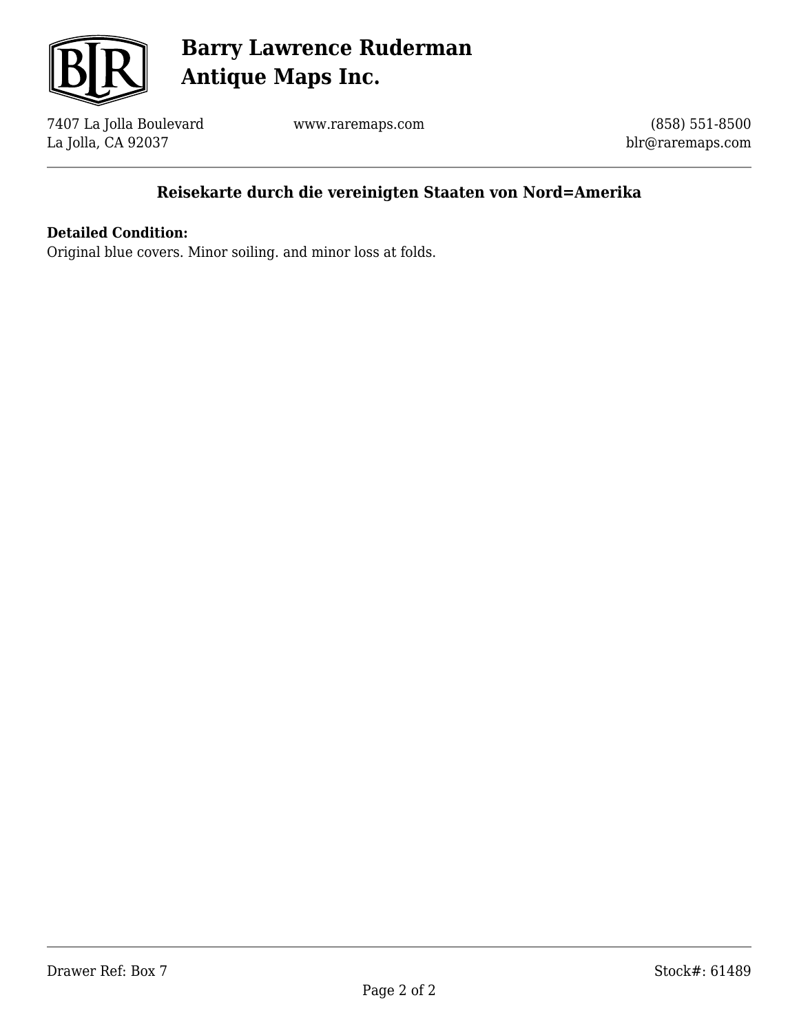## Reisekarte durch die vereinigten Staaten von Nord=Amerika

**Detailed Condition:**
Original blue covers. Minor soiling. and minor loss at folds.